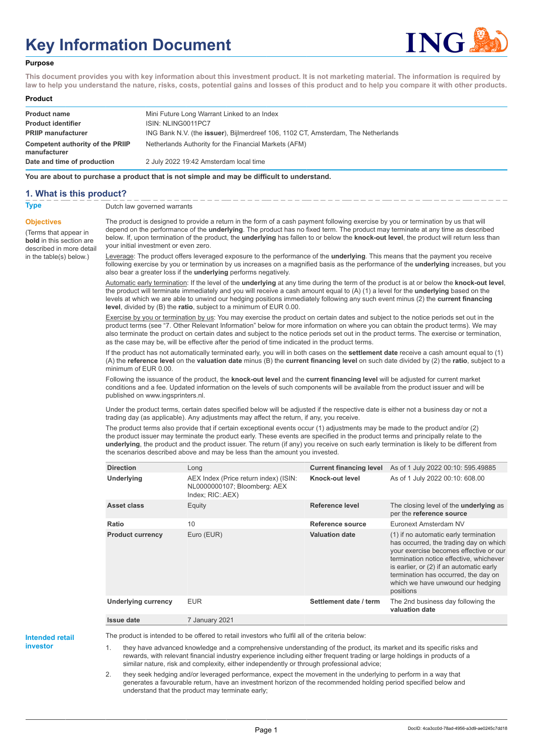# Key Information Document

**Purpose**

**This document provides you with key information about this investment product. It is not marketing material. The information is required by law to help you understand the nature, risks, costs, potential gains and losses of this product and to help you compare it with other products.**

**Product**

| | |
|---|---|
| **Product name** | Mini Future Long Warrant Linked to an Index |
| **Product identifier** | ISIN: NLING0011PC7 |
| **PRIIP manufacturer** | ING Bank N.V. (the **issuer**), Bijlmerdreef 106, 1102 CT, Amsterdam, The Netherlands |
| **Competent authority of the PRIIP manufacturer** | Netherlands Authority for the Financial Markets (AFM) |
| **Date and time of production** | 2 July 2022 19:42 Amsterdam local time |

**You are about to purchase a product that is not simple and may be difficult to understand.**

## 1. What is this product?

**Type**

Dutch law governed warrants

**Objectives**

(Terms that appear in **bold** in this section are described in more detail in the table(s) below.)

The product is designed to provide a return in the form of a cash payment following exercise by you or termination by us that will depend on the performance of the **underlying**. The product has no fixed term. The product may terminate at any time as described below. If, upon termination of the product, the **underlying** has fallen to or below the **knock-out level**, the product will return less than your initial investment or even zero.

Leverage: The product offers leveraged exposure to the performance of the **underlying**. This means that the payment you receive following exercise by you or termination by us increases on a magnified basis as the performance of the **underlying** increases, but you also bear a greater loss if the **underlying** performs negatively.

Automatic early termination: If the level of the **underlying** at any time during the term of the product is at or below the **knock-out level**, the product will terminate immediately and you will receive a cash amount equal to (A) (1) a level for the **underlying** based on the levels at which we are able to unwind our hedging positions immediately following any such event minus (2) the **current financing level**, divided by (B) the **ratio**, subject to a minimum of EUR 0.00.

Exercise by you or termination by us: You may exercise the product on certain dates and subject to the notice periods set out in the product terms (see "7. Other Relevant Information" below for more information on where you can obtain the product terms). We may also terminate the product on certain dates and subject to the notice periods set out in the product terms. The exercise or termination, as the case may be, will be effective after the period of time indicated in the product terms.

If the product has not automatically terminated early, you will in both cases on the **settlement date** receive a cash amount equal to (1) (A) the **reference level** on the **valuation date** minus (B) the **current financing level** on such date divided by (2) the **ratio**, subject to a minimum of EUR 0.00.

Following the issuance of the product, the **knock-out level** and the **current financing level** will be adjusted for current market conditions and a fee. Updated information on the levels of such components will be available from the product issuer and will be published on www.ingsprinters.nl.

Under the product terms, certain dates specified below will be adjusted if the respective date is either not a business day or not a trading day (as applicable). Any adjustments may affect the return, if any, you receive.

The product terms also provide that if certain exceptional events occur (1) adjustments may be made to the product and/or (2) the product issuer may terminate the product early. These events are specified in the product terms and principally relate to the **underlying**, the product and the product issuer. The return (if any) you receive on such early termination is likely to be different from the scenarios described above and may be less than the amount you invested.

| | | | |
|---|---|---|---|
| **Direction** | Long | **Current financing level** | As of 1 July 2022 00:10: 595.49885 |
| **Underlying** | AEX Index (Price return index) (ISIN: NL0000000107; Bloomberg: AEX Index; RIC:.AEX) | **Knock-out level** | As of 1 July 2022 00:10: 608.00 |
| **Asset class** | Equity | **Reference level** | The closing level of the **underlying** as per the **reference source** |
| **Ratio** | 10 | **Reference source** | Euronext Amsterdam NV |
| **Product currency** | Euro (EUR) | **Valuation date** | (1) if no automatic early termination has occurred, the trading day on which your exercise becomes effective or our termination notice effective, whichever is earlier, or (2) if an automatic early termination has occurred, the day on which we have unwound our hedging positions |
| **Underlying currency** | EUR | **Settlement date / term** | The 2nd business day following the **valuation date** |
| **Issue date** | 7 January 2021 | | |

**Intended retail investor**

The product is intended to be offered to retail investors who fulfil all of the criteria below:

1. they have advanced knowledge and a comprehensive understanding of the product, its market and its specific risks and rewards, with relevant financial industry experience including either frequent trading or large holdings in products of a similar nature, risk and complexity, either independently or through professional advice;
2. they seek hedging and/or leveraged performance, expect the movement in the underlying to perform in a way that generates a favourable return, have an investment horizon of the recommended holding period specified below and understand that the product may terminate early;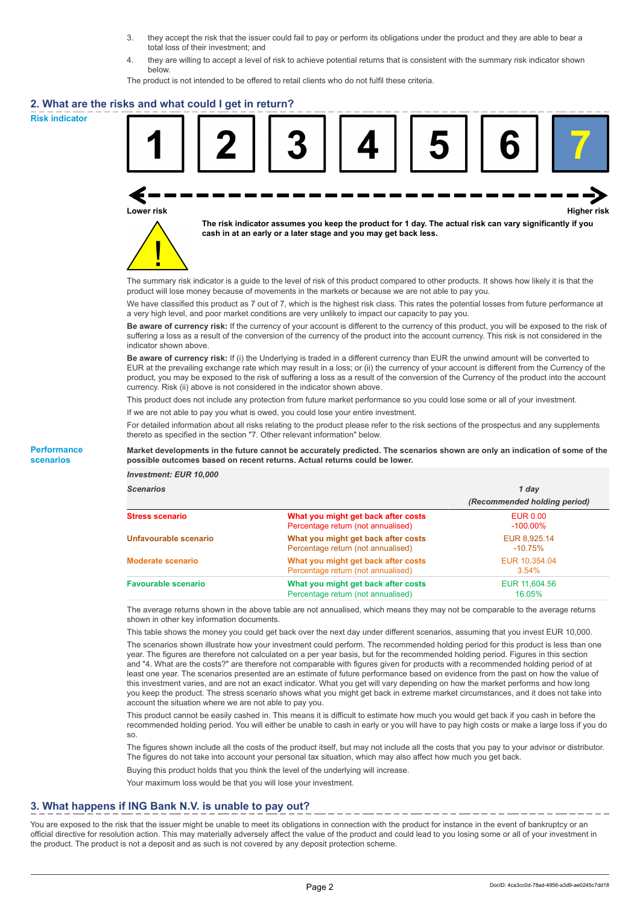3. they accept the risk that the issuer could fail to pay or perform its obligations under the product and they are able to bear a total loss of their investment; and
4. they are willing to accept a level of risk to achieve potential returns that is consistent with the summary risk indicator shown below.

The product is not intended to be offered to retail clients who do not fulfil these criteria.

## 2. What are the risks and what could I get in return?

**Risk indicator**

| 1 | 2 | 3 | 4 | 5 | 6 | **7** |
|---|---|---|---|---|---|---|

Lower risk ← → Higher risk

**The risk indicator assumes you keep the product for 1 day. The actual risk can vary significantly if you cash in at an early or a later stage and you may get back less.**

The summary risk indicator is a guide to the level of risk of this product compared to other products. It shows how likely it is that the product will lose money because of movements in the markets or because we are not able to pay you.

We have classified this product as 7 out of 7, which is the highest risk class. This rates the potential losses from future performance at a very high level, and poor market conditions are very unlikely to impact our capacity to pay you.

**Be aware of currency risk:** If the currency of your account is different to the currency of this product, you will be exposed to the risk of suffering a loss as a result of the conversion of the currency of the product into the account currency. This risk is not considered in the indicator shown above.

**Be aware of currency risk:** If (i) the Underlying is traded in a different currency than EUR the unwind amount will be converted to EUR at the prevailing exchange rate which may result in a loss; or (ii) the currency of your account is different from the Currency of the product, you may be exposed to the risk of suffering a loss as a result of the conversion of the Currency of the product into the account currency. Risk (ii) above is not considered in the indicator shown above.

This product does not include any protection from future market performance so you could lose some or all of your investment.

If we are not able to pay you what is owed, you could lose your entire investment.

For detailed information about all risks relating to the product please refer to the risk sections of the prospectus and any supplements thereto as specified in the section "7. Other relevant information" below.

**Performance scenarios**

**Market developments in the future cannot be accurately predicted. The scenarios shown are only an indication of some of the possible outcomes based on recent returns. Actual returns could be lower.**

| *Investment: EUR 10,000* | | |
|---|---|---|
| ***Scenarios*** | | ***1 day*** *(Recommended holding period)* |
| **Stress scenario** | **What you might get back after costs** | EUR 0.00 |
| | Percentage return (not annualised) | -100.00% |
| **Unfavourable scenario** | **What you might get back after costs** | EUR 8,925.14 |
| | Percentage return (not annualised) | -10.75% |
| **Moderate scenario** | **What you might get back after costs** | EUR 10,354.04 |
| | Percentage return (not annualised) | 3.54% |
| **Favourable scenario** | **What you might get back after costs** | EUR 11,604.56 |
| | Percentage return (not annualised) | 16.05% |

The average returns shown in the above table are not annualised, which means they may not be comparable to the average returns shown in other key information documents.

This table shows the money you could get back over the next day under different scenarios, assuming that you invest EUR 10,000.

The scenarios shown illustrate how your investment could perform. The recommended holding period for this product is less than one year. The figures are therefore not calculated on a per year basis, but for the recommended holding period. Figures in this section and "4. What are the costs?" are therefore not comparable with figures given for products with a recommended holding period of at least one year. The scenarios presented are an estimate of future performance based on evidence from the past on how the value of this investment varies, and are not an exact indicator. What you get will vary depending on how the market performs and how long you keep the product. The stress scenario shows what you might get back in extreme market circumstances, and it does not take into account the situation where we are not able to pay you.

This product cannot be easily cashed in. This means it is difficult to estimate how much you would get back if you cash in before the recommended holding period. You will either be unable to cash in early or you will have to pay high costs or make a large loss if you do so.

The figures shown include all the costs of the product itself, but may not include all the costs that you pay to your advisor or distributor. The figures do not take into account your personal tax situation, which may also affect how much you get back.

Buying this product holds that you think the level of the underlying will increase.

Your maximum loss would be that you will lose your investment.

## 3. What happens if ING Bank N.V. is unable to pay out?

You are exposed to the risk that the issuer might be unable to meet its obligations in connection with the product for instance in the event of bankruptcy or an official directive for resolution action. This may materially adversely affect the value of the product and could lead to you losing some or all of your investment in the product. The product is not a deposit and as such is not covered by any deposit protection scheme.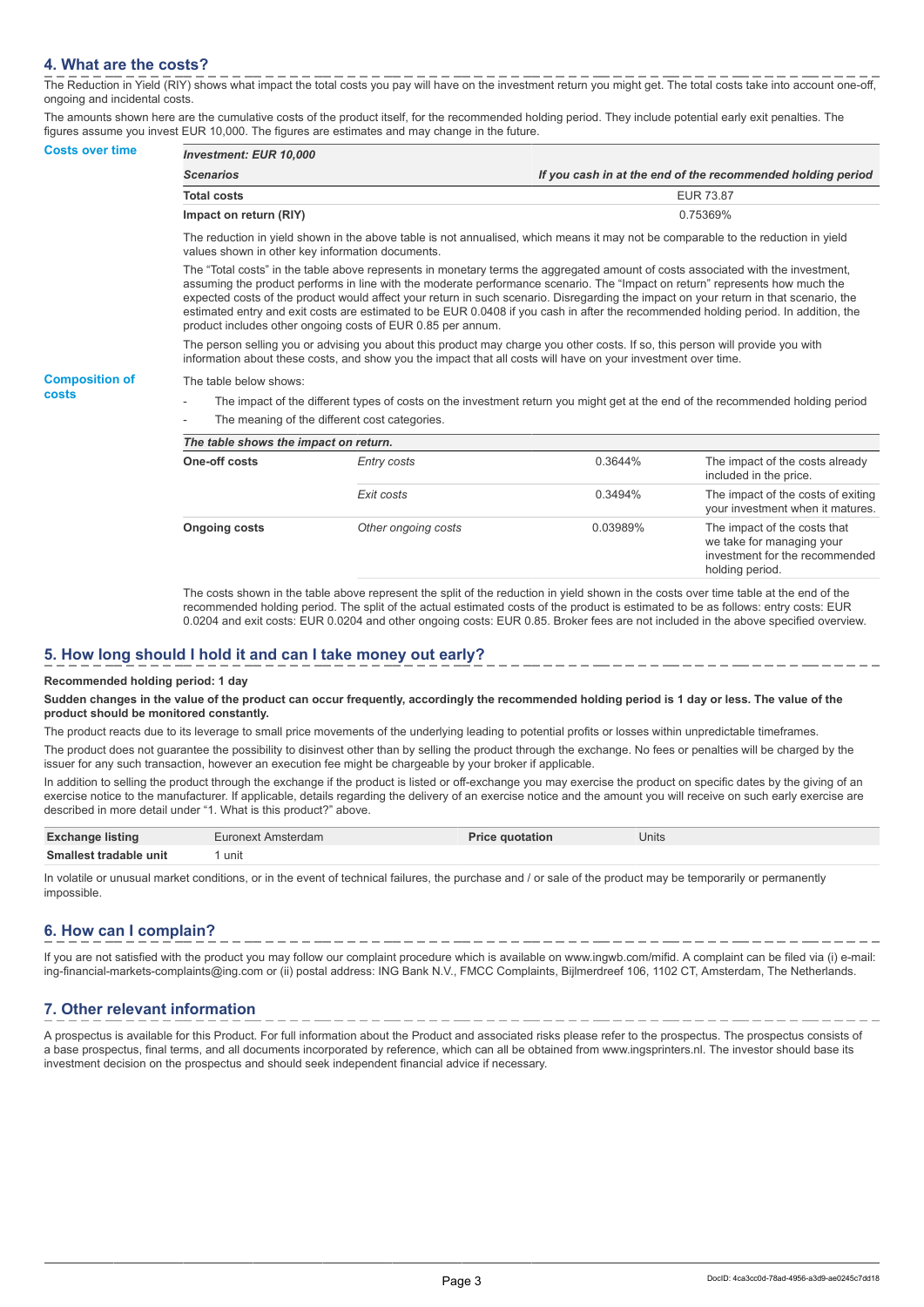## 4. What are the costs?

The Reduction in Yield (RIY) shows what impact the total costs you pay will have on the investment return you might get. The total costs take into account one-off, ongoing and incidental costs.

The amounts shown here are the cumulative costs of the product itself, for the recommended holding period. They include potential early exit penalties. The figures assume you invest EUR 10,000. The figures are estimates and may change in the future.

**Costs over time**

| *Investment: EUR 10,000* | |
|---|---|
| ***Scenarios*** | ***If you cash in at the end of the recommended holding period*** |
| **Total costs** | EUR 73.87 |
| **Impact on return (RIY)** | 0.75369% |

The reduction in yield shown in the above table is not annualised, which means it may not be comparable to the reduction in yield values shown in other key information documents.

The "Total costs" in the table above represents in monetary terms the aggregated amount of costs associated with the investment, assuming the product performs in line with the moderate performance scenario. The "Impact on return" represents how much the expected costs of the product would affect your return in such scenario. Disregarding the impact on your return in that scenario, the estimated entry and exit costs are estimated to be EUR 0.0408 if you cash in after the recommended holding period. In addition, the product includes other ongoing costs of EUR 0.85 per annum.

The person selling you or advising you about this product may charge you other costs. If so, this person will provide you with information about these costs, and show you the impact that all costs will have on your investment over time.

**Composition of costs**

The table below shows:

- The impact of the different types of costs on the investment return you might get at the end of the recommended holding period
- The meaning of the different cost categories.

| *The table shows the impact on return.* | | | |
|---|---|---|---|
| **One-off costs** | *Entry costs* | 0.3644% | The impact of the costs already included in the price. |
| | *Exit costs* | 0.3494% | The impact of the costs of exiting your investment when it matures. |
| **Ongoing costs** | *Other ongoing costs* | 0.03989% | The impact of the costs that we take for managing your investment for the recommended holding period. |

The costs shown in the table above represent the split of the reduction in yield shown in the costs over time table at the end of the recommended holding period. The split of the actual estimated costs of the product is estimated to be as follows: entry costs: EUR 0.0204 and exit costs: EUR 0.0204 and other ongoing costs: EUR 0.85. Broker fees are not included in the above specified overview.

## 5. How long should I hold it and can I take money out early?

**Recommended holding period: 1 day**

**Sudden changes in the value of the product can occur frequently, accordingly the recommended holding period is 1 day or less. The value of the product should be monitored constantly.**

The product reacts due to its leverage to small price movements of the underlying leading to potential profits or losses within unpredictable timeframes.

The product does not guarantee the possibility to disinvest other than by selling the product through the exchange. No fees or penalties will be charged by the issuer for any such transaction, however an execution fee might be chargeable by your broker if applicable.

In addition to selling the product through the exchange if the product is listed or off-exchange you may exercise the product on specific dates by the giving of an exercise notice to the manufacturer. If applicable, details regarding the delivery of an exercise notice and the amount you will receive on such early exercise are described in more detail under "1. What is this product?" above.

| **Exchange listing** | Euronext Amsterdam | **Price quotation** | Units |
|---|---|---|---|
| **Smallest tradable unit** | 1 unit | | |

In volatile or unusual market conditions, or in the event of technical failures, the purchase and / or sale of the product may be temporarily or permanently impossible.

## 6. How can I complain?

If you are not satisfied with the product you may follow our complaint procedure which is available on www.ingwb.com/mifid. A complaint can be filed via (i) e-mail: ing-financial-markets-complaints@ing.com or (ii) postal address: ING Bank N.V., FMCC Complaints, Bijlmerdreef 106, 1102 CT, Amsterdam, The Netherlands.

## 7. Other relevant information

A prospectus is available for this Product. For full information about the Product and associated risks please refer to the prospectus. The prospectus consists of a base prospectus, final terms, and all documents incorporated by reference, which can all be obtained from www.ingsprinters.nl. The investor should base its investment decision on the prospectus and should seek independent financial advice if necessary.